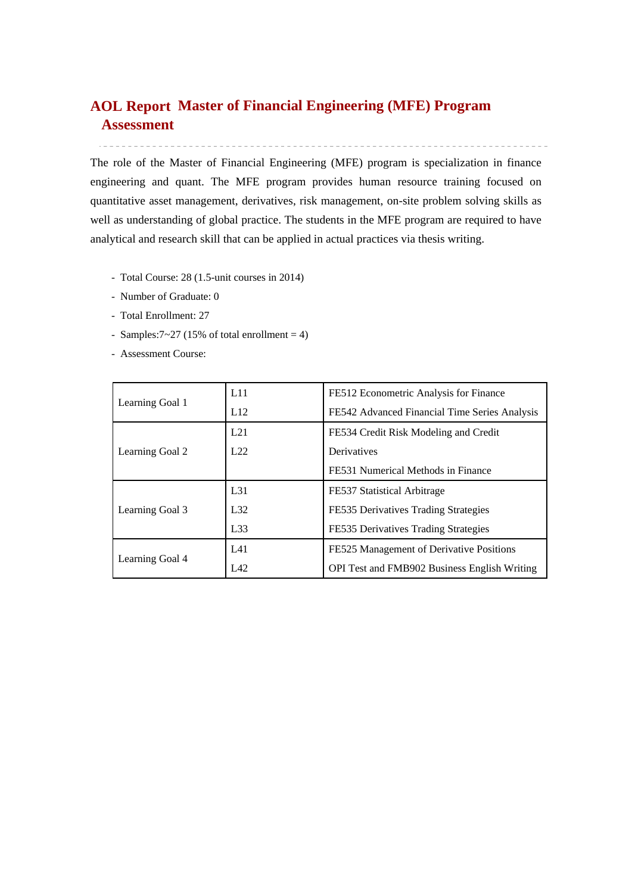# AOL Report Master of Financial Engineering (MFE) Program Assessment

The role of the Master of Financial Engineering (MFE) program is specialization in finance engineering and quant. The MFE program provides human resource training focused on quantitative asset management, derivatives, risk management, on-site problem solving skills as well as understanding of global practice. The students in the MFE program are required to have analytical and research skill that can be applied in actual practices via thesis writing.

- Total Course: 28 (1.5-unit courses in 2014)
- Number of Graduate: 0
- Total Enrollment: 27
- Samples:7~27 (15% of total enrollment = 4)
- Assessment Course:

| | | |
|---|---|---|
| Learning Goal 1 | L11<br>L12 | FE512 Econometric Analysis for Finance<br>FE542 Advanced Financial Time Series Analysis |
| Learning Goal 2 | L21<br>L22 | FE534 Credit Risk Modeling and Credit Derivatives<br>FE531 Numerical Methods in Finance |
| Learning Goal 3 | L31<br>L32<br>L33 | FE537 Statistical Arbitrage<br>FE535 Derivatives Trading Strategies<br>FE535 Derivatives Trading Strategies |
| Learning Goal 4 | L41<br>L42 | FE525 Management of Derivative Positions<br>OPI Test and FMB902 Business English Writing |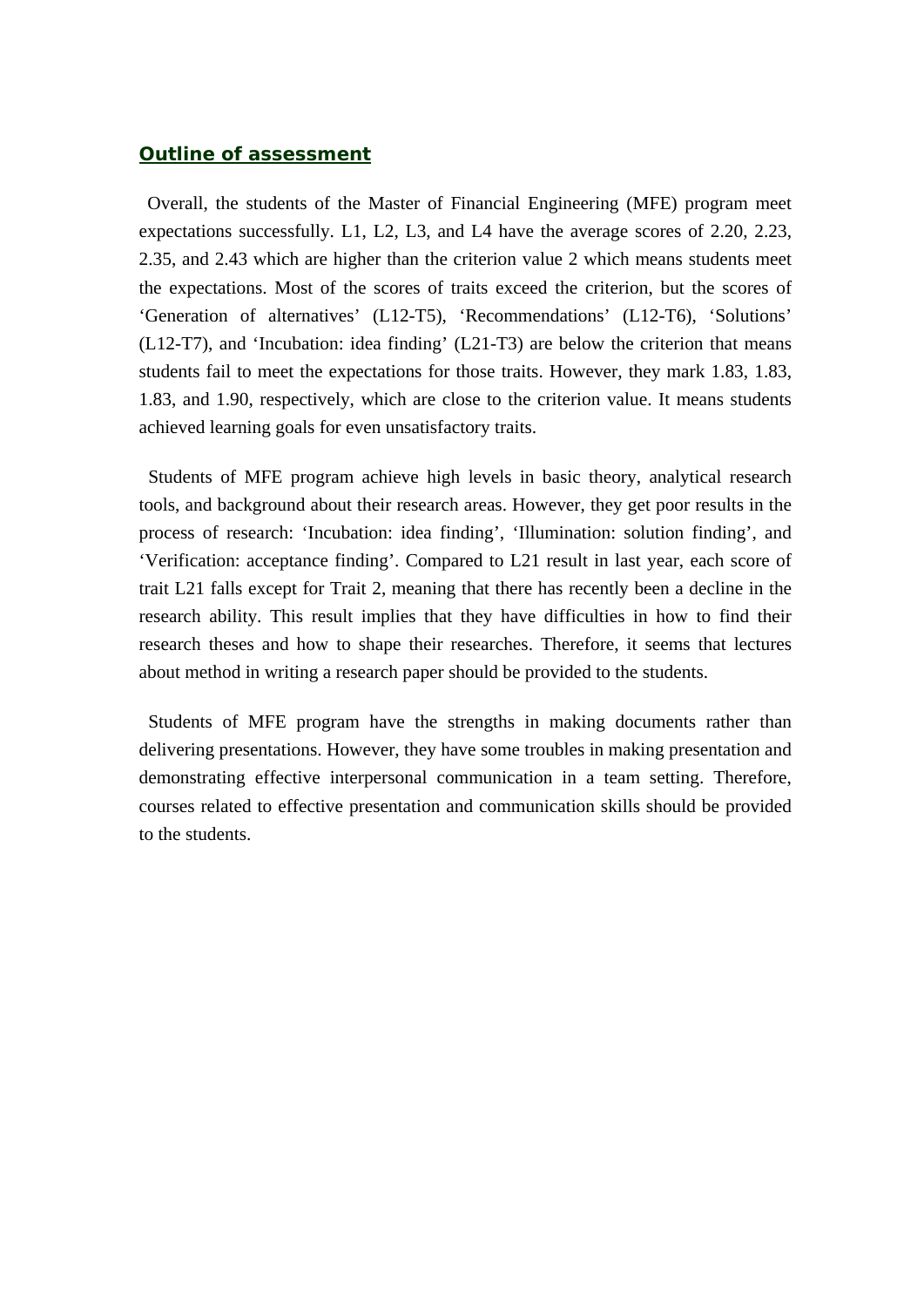## Outline of assessment

Overall, the students of the Master of Financial Engineering (MFE) program meet expectations successfully. L1, L2, L3, and L4 have the average scores of 2.20, 2.23, 2.35, and 2.43 which are higher than the criterion value 2 which means students meet the expectations. Most of the scores of traits exceed the criterion, but the scores of 'Generation of alternatives' (L12-T5), 'Recommendations' (L12-T6), 'Solutions' (L12-T7), and 'Incubation: idea finding' (L21-T3) are below the criterion that means students fail to meet the expectations for those traits. However, they mark 1.83, 1.83, 1.83, and 1.90, respectively, which are close to the criterion value. It means students achieved learning goals for even unsatisfactory traits.

Students of MFE program achieve high levels in basic theory, analytical research tools, and background about their research areas. However, they get poor results in the process of research: 'Incubation: idea finding', 'Illumination: solution finding', and 'Verification: acceptance finding'. Compared to L21 result in last year, each score of trait L21 falls except for Trait 2, meaning that there has recently been a decline in the research ability. This result implies that they have difficulties in how to find their research theses and how to shape their researches. Therefore, it seems that lectures about method in writing a research paper should be provided to the students.

Students of MFE program have the strengths in making documents rather than delivering presentations. However, they have some troubles in making presentation and demonstrating effective interpersonal communication in a team setting. Therefore, courses related to effective presentation and communication skills should be provided to the students.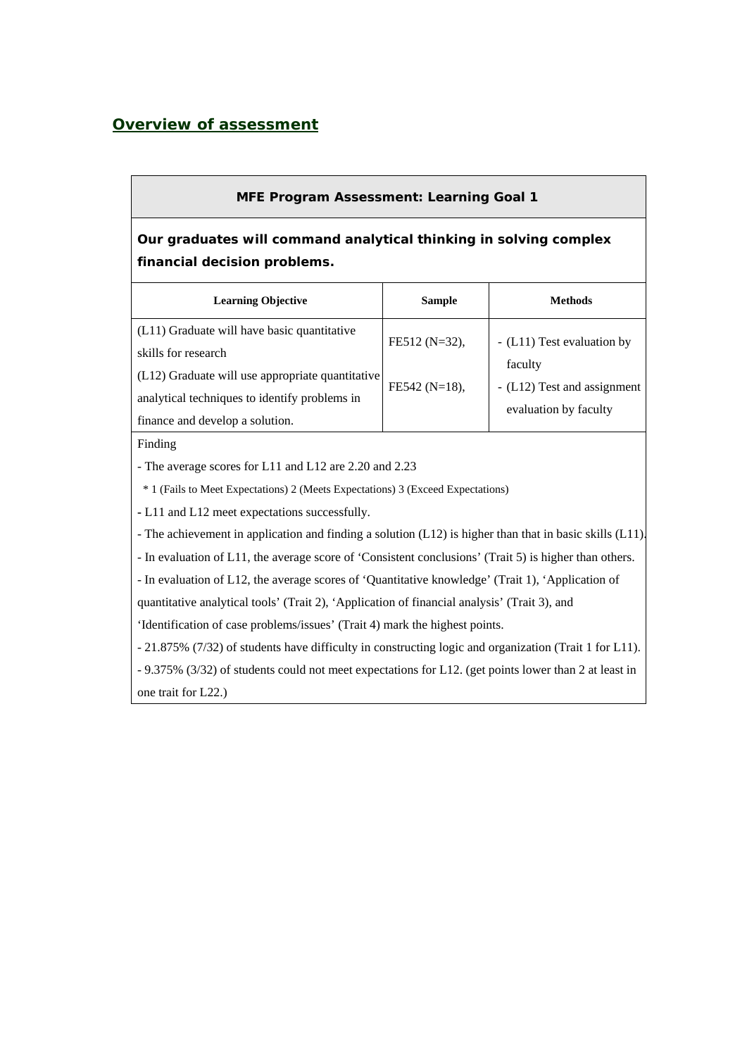## Overview of assessment

| MFE Program Assessment: Learning Goal 1 | | |
|---|---|---|
| **Our graduates will command analytical thinking in solving complex financial decision problems.** | | |
| **Learning Objective** | **Sample** | **Methods** |
| (L11) Graduate will have basic quantitative skills for research<br>(L12) Graduate will use appropriate quantitative analytical techniques to identify problems in finance and develop a solution. | FE512 (N=32),<br><br>FE542 (N=18), | - (L11) Test evaluation by faculty<br>- (L12) Test and assignment evaluation by faculty |
| Finding<br>- The average scores for L11 and L12 are 2.20 and 2.23<br>* 1 (Fails to Meet Expectations) 2 (Meets Expectations) 3 (Exceed Expectations)<br>- L11 and L12 meet expectations successfully.<br>- The achievement in application and finding a solution (L12) is higher than that in basic skills (L11).<br>- In evaluation of L11, the average score of 'Consistent conclusions' (Trait 5) is higher than others.<br>- In evaluation of L12, the average scores of 'Quantitative knowledge' (Trait 1), 'Application of quantitative analytical tools' (Trait 2), 'Application of financial analysis' (Trait 3), and 'Identification of case problems/issues' (Trait 4) mark the highest points.<br>- 21.875% (7/32) of students have difficulty in constructing logic and organization (Trait 1 for L11).<br>- 9.375% (3/32) of students could not meet expectations for L12. (get points lower than 2 at least in one trait for L22.) | | |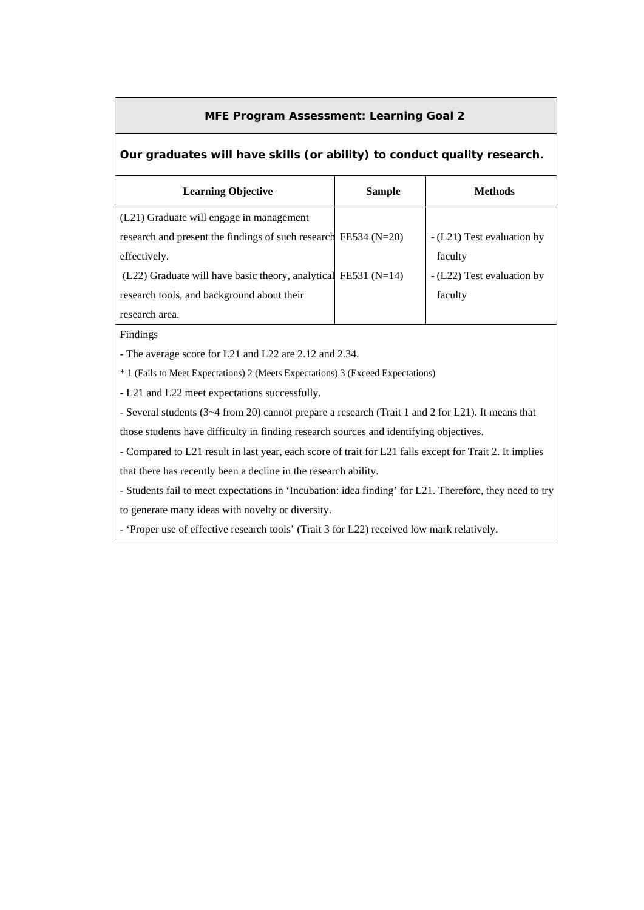**MFE Program Assessment: Learning Goal 2**

**Our graduates will have skills (or ability) to conduct quality research.**

| Learning Objective | Sample | Methods |
|---|---|---|
| (L21) Graduate will engage in management research and present the findings of such research effectively. | FE534 (N=20) | - (L21) Test evaluation by faculty |
| (L22) Graduate will have basic theory, analytical research tools, and background about their research area. | FE531 (N=14) | - (L22) Test evaluation by faculty |

Findings

- The average score for L21 and L22 are 2.12 and 2.34.

* 1 (Fails to Meet Expectations) 2 (Meets Expectations) 3 (Exceed Expectations)

- L21 and L22 meet expectations successfully.
- Several students (3~4 from 20) cannot prepare a research (Trait 1 and 2 for L21). It means that those students have difficulty in finding research sources and identifying objectives.
- Compared to L21 result in last year, each score of trait for L21 falls except for Trait 2. It implies that there has recently been a decline in the research ability.
- Students fail to meet expectations in 'Incubation: idea finding' for L21. Therefore, they need to try to generate many ideas with novelty or diversity.
- 'Proper use of effective research tools' (Trait 3 for L22) received low mark relatively.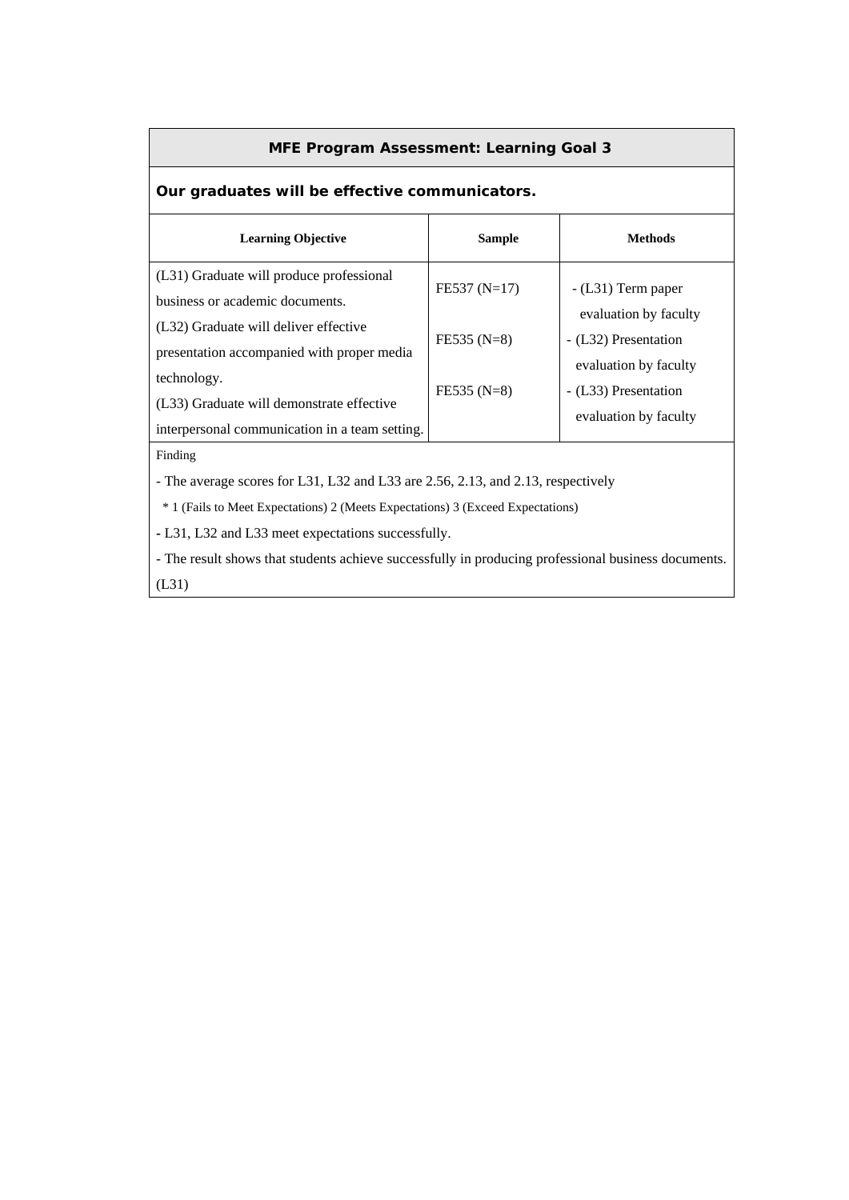## MFE Program Assessment: Learning Goal 3

**Our graduates will be effective communicators.**

| Learning Objective | Sample | Methods |
|---|---|---|
| (L31) Graduate will produce professional business or academic documents. | FE537 (N=17) | - (L31) Term paper evaluation by faculty |
| (L32) Graduate will deliver effective presentation accompanied with proper media technology. | FE535 (N=8) | - (L32) Presentation evaluation by faculty |
| (L33) Graduate will demonstrate effective interpersonal communication in a team setting. | FE535 (N=8) | - (L33) Presentation evaluation by faculty |

Finding

- The average scores for L31, L32 and L33 are 2.56, 2.13, and 2.13, respectively

  * 1 (Fails to Meet Expectations) 2 (Meets Expectations) 3 (Exceed Expectations)

- L31, L32 and L33 meet expectations successfully.
- The result shows that students achieve successfully in producing professional business documents. (L31)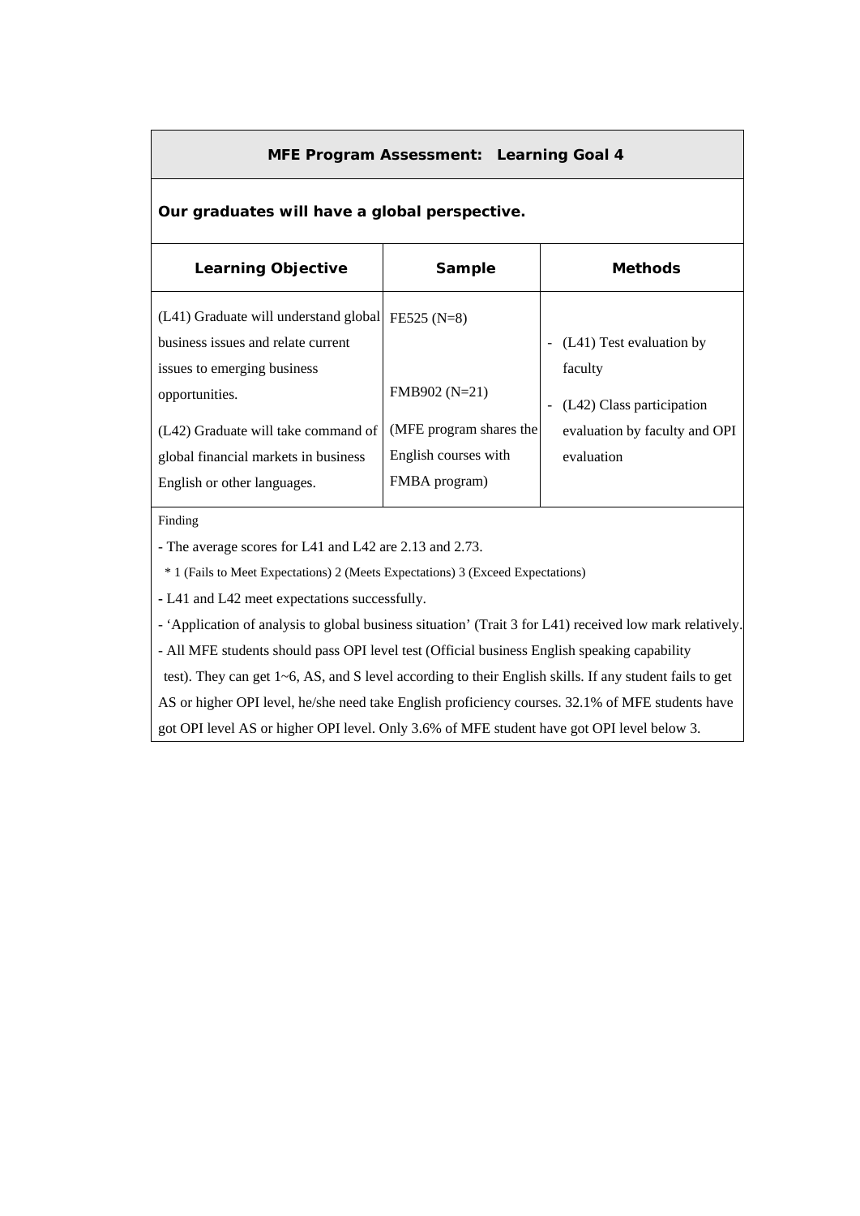## MFE Program Assessment: Learning Goal 4

**Our graduates will have a global perspective.**

| Learning Objective | Sample | Methods |
| --- | --- | --- |
| (L41) Graduate will understand global business issues and relate current issues to emerging business opportunities.<br><br>(L42) Graduate will take command of global financial markets in business English or other languages. | FE525 (N=8)<br><br>FMB902 (N=21)<br><br>(MFE program shares the English courses with FMBA program) | - (L41) Test evaluation by faculty<br>- (L42) Class participation evaluation by faculty and OPI evaluation |

Finding

- The average scores for L41 and L42 are 2.13 and 2.73.
  * 1 (Fails to Meet Expectations) 2 (Meets Expectations) 3 (Exceed Expectations)
- L41 and L42 meet expectations successfully.
- 'Application of analysis to global business situation' (Trait 3 for L41) received low mark relatively.
- All MFE students should pass OPI level test (Official business English speaking capability test). They can get 1~6, AS, and S level according to their English skills. If any student fails to get AS or higher OPI level, he/she need take English proficiency courses. 32.1% of MFE students have got OPI level AS or higher OPI level. Only 3.6% of MFE student have got OPI level below 3.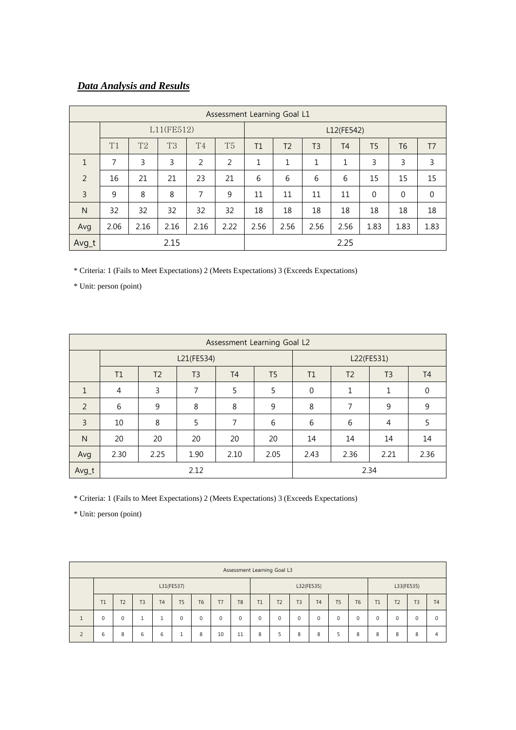***Data Analysis and Results***

| Assessment Learning Goal L1 | | | | | | | | | | | | |
|---|---|---|---|---|---|---|---|---|---|---|---|---|
| | L11(FE512) | | | | | L12(FE542) | | | | | | |
| | T1 | T2 | T3 | T4 | T5 | T1 | T2 | T3 | T4 | T5 | T6 | T7 |
| 1 | 7 | 3 | 3 | 2 | 2 | 1 | 1 | 1 | 1 | 3 | 3 | 3 |
| 2 | 16 | 21 | 21 | 23 | 21 | 6 | 6 | 6 | 6 | 15 | 15 | 15 |
| 3 | 9 | 8 | 8 | 7 | 9 | 11 | 11 | 11 | 11 | 0 | 0 | 0 |
| N | 32 | 32 | 32 | 32 | 32 | 18 | 18 | 18 | 18 | 18 | 18 | 18 |
| Avg | 2.06 | 2.16 | 2.16 | 2.16 | 2.22 | 2.56 | 2.56 | 2.56 | 2.56 | 1.83 | 1.83 | 1.83 |
| Avg_t | 2.15 | | | | | 2.25 | | | | | | |

* Criteria: 1 (Fails to Meet Expectations) 2 (Meets Expectations) 3 (Exceeds Expectations)

* Unit: person (point)

| Assessment Learning Goal L2 | | | | | | | | | |
|---|---|---|---|---|---|---|---|---|---|
| | L21(FE534) | | | | | L22(FE531) | | | |
| | T1 | T2 | T3 | T4 | T5 | T1 | T2 | T3 | T4 |
| 1 | 4 | 3 | 7 | 5 | 5 | 0 | 1 | 1 | 0 |
| 2 | 6 | 9 | 8 | 8 | 9 | 8 | 7 | 9 | 9 |
| 3 | 10 | 8 | 5 | 7 | 6 | 6 | 6 | 4 | 5 |
| N | 20 | 20 | 20 | 20 | 20 | 14 | 14 | 14 | 14 |
| Avg | 2.30 | 2.25 | 1.90 | 2.10 | 2.05 | 2.43 | 2.36 | 2.21 | 2.36 |
| Avg_t | 2.12 | | | | | 2.34 | | | |

* Criteria: 1 (Fails to Meet Expectations) 2 (Meets Expectations) 3 (Exceeds Expectations)

* Unit: person (point)

| Assessment Learning Goal L3 | | | | | | | | | | | | | | | | | | |
|---|---|---|---|---|---|---|---|---|---|---|---|---|---|---|---|---|---|---|
| | L31(FE537) | | | | | | | | L32(FE535) | | | | | | L33(FE535) | | | |
| | T1 | T2 | T3 | T4 | T5 | T6 | T7 | T8 | T1 | T2 | T3 | T4 | T5 | T6 | T1 | T2 | T3 | T4 |
| 1 | 0 | 0 | 1 | 1 | 0 | 0 | 0 | 0 | 0 | 0 | 0 | 0 | 0 | 0 | 0 | 0 | 0 | 0 |
| 2 | 6 | 8 | 6 | 6 | 1 | 8 | 10 | 11 | 8 | 5 | 8 | 8 | 5 | 8 | 8 | 8 | 8 | 4 |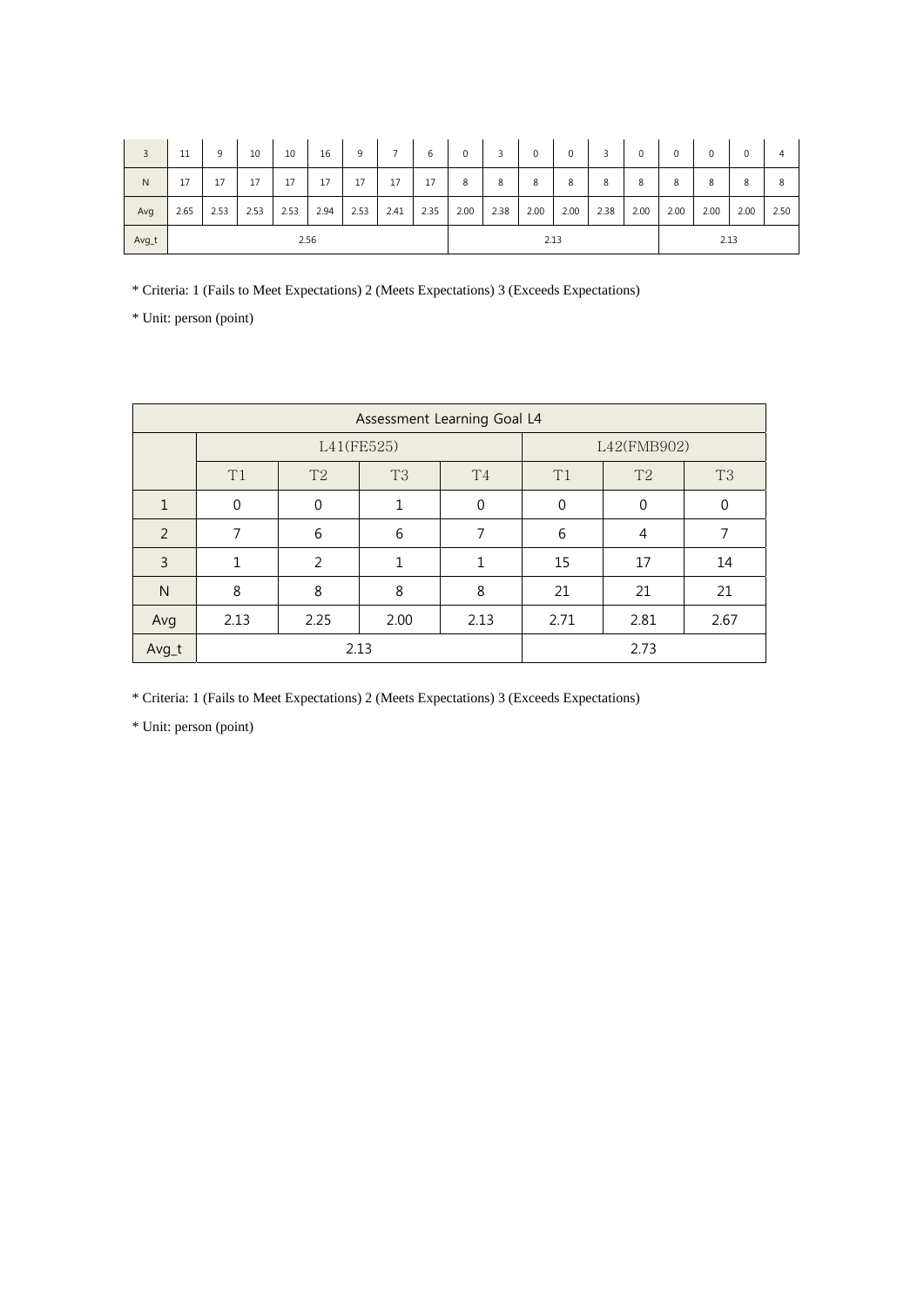| | | | | | | | | | | | | | | | | | | | |
|---|---|---|---|---|---|---|---|---|---|---|---|---|---|---|---|---|---|---|---|
| 3 | 11 | 9 | 10 | 10 | 16 | 9 | 7 | 6 | 0 | 3 | 0 | 0 | 3 | 0 | 0 | 0 | 0 | 4 |
| N | 17 | 17 | 17 | 17 | 17 | 17 | 17 | 17 | 8 | 8 | 8 | 8 | 8 | 8 | 8 | 8 | 8 | 8 |
| Avg | 2.65 | 2.53 | 2.53 | 2.53 | 2.94 | 2.53 | 2.41 | 2.35 | 2.00 | 2.38 | 2.00 | 2.00 | 2.38 | 2.00 | 2.00 | 2.00 | 2.00 | 2.50 |
| Avg_t | 2.56 | | | | | | | | 2.13 | | | | | | 2.13 | | | |

* Criteria: 1 (Fails to Meet Expectations) 2 (Meets Expectations) 3 (Exceeds Expectations)

* Unit: person (point)

| Assessment Learning Goal L4 | | | | | | | |
|---|---|---|---|---|---|---|---|
| | L41(FE525) | | | | L42(FMB902) | | |
| | T1 | T2 | T3 | T4 | T1 | T2 | T3 |
| 1 | 0 | 0 | 1 | 0 | 0 | 0 | 0 |
| 2 | 7 | 6 | 6 | 7 | 6 | 4 | 7 |
| 3 | 1 | 2 | 1 | 1 | 15 | 17 | 14 |
| N | 8 | 8 | 8 | 8 | 21 | 21 | 21 |
| Avg | 2.13 | 2.25 | 2.00 | 2.13 | 2.71 | 2.81 | 2.67 |
| Avg_t | 2.13 | | | | 2.73 | | |

* Criteria: 1 (Fails to Meet Expectations) 2 (Meets Expectations) 3 (Exceeds Expectations)

* Unit: person (point)